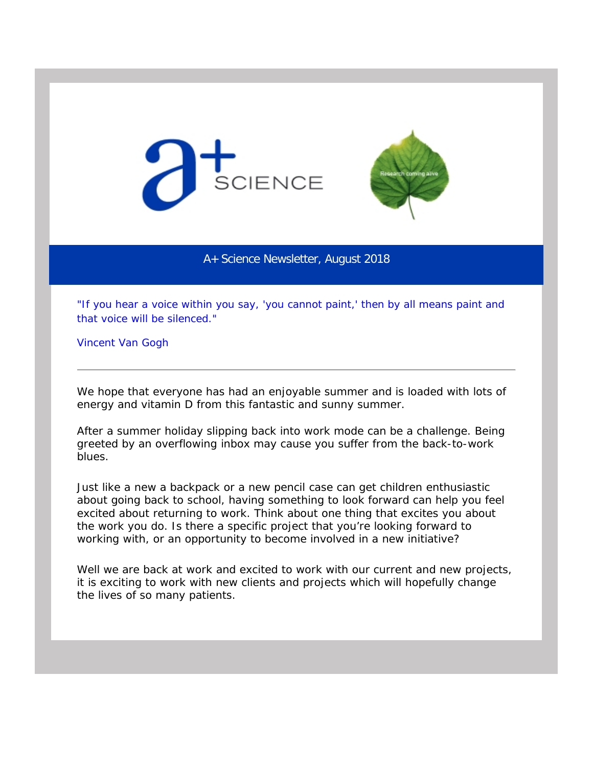A+ SCIENCE

Research coming alive

# A+ Science Newsletter, August 2018

"If you hear a voice within you say, 'you cannot paint,' then by all means paint and that voice will be silenced."

Vincent Van Gogh

---

We hope that everyone has had an enjoyable summer and is loaded with lots of energy and vitamin D from this fantastic and sunny summer.

After a summer holiday slipping back into work mode can be a challenge. Being greeted by an overflowing inbox may cause you suffer from the back-to-work blues.

Just like a new a backpack or a new pencil case can get children enthusiastic about going back to school, having something to look forward can help you feel excited about returning to work. Think about one thing that excites you about the work you do. Is there a specific project that you're looking forward to working with, or an opportunity to become involved in a new initiative?

Well we are back at work and excited to work with our current and new projects, it is exciting to work with new clients and projects which will hopefully change the lives of so many patients.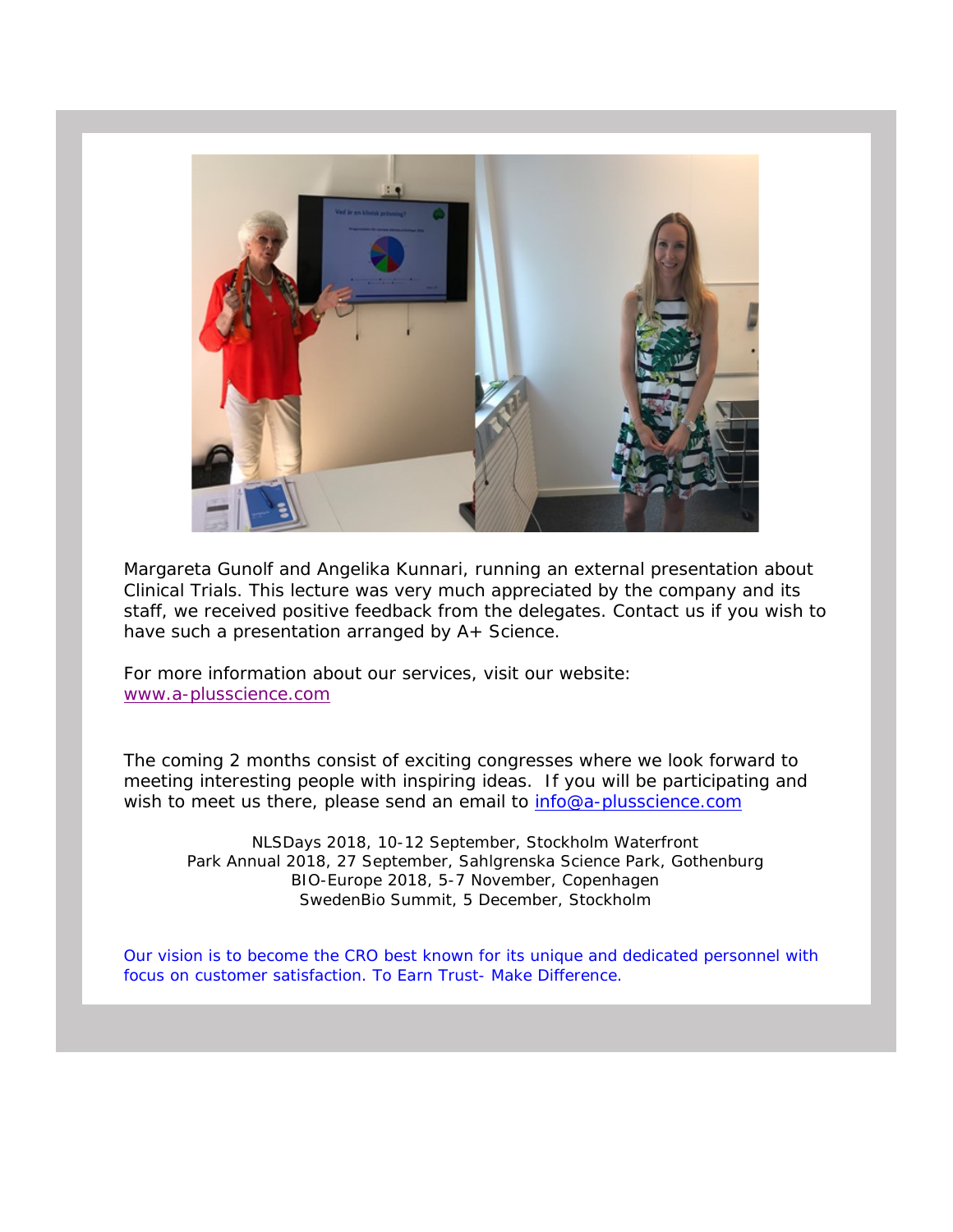Margareta Gunolf and Angelika Kunnari, running an external presentation about Clinical Trials. This lecture was very much appreciated by the company and its staff, we received positive feedback from the delegates. Contact us if you wish to have such a presentation arranged by A+ Science.

For more information about our services, visit our website: [www.a-plusscience.com](http://www.a-plusscience.com)

The coming 2 months consist of exciting congresses where we look forward to meeting interesting people with inspiring ideas. If you will be participating and wish to meet us there, please send an email to [info@a-plusscience.com](mailto:info@a-plusscience.com)

NLSDays 2018, 10-12 September, Stockholm Waterfront
Park Annual 2018, 27 September, Sahlgrenska Science Park, Gothenburg
BIO-Europe 2018, 5-7 November, Copenhagen
SwedenBio Summit, 5 December, Stockholm

Our vision is to become the CRO best known for its unique and dedicated personnel with focus on customer satisfaction. To Earn Trust- Make Difference.